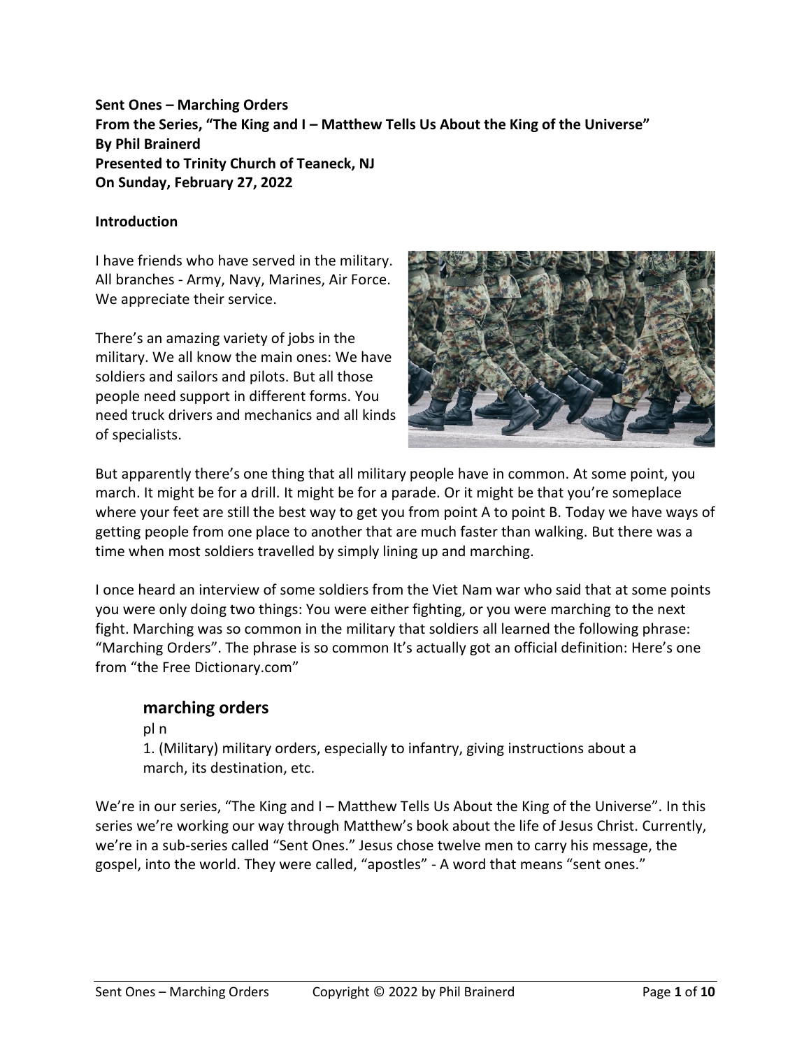**Sent Ones – Marching Orders**
**From the Series, "The King and I – Matthew Tells Us About the King of the Universe"**
**By Phil Brainerd**
**Presented to Trinity Church of Teaneck, NJ**
**On Sunday, February 27, 2022**

**Introduction**

I have friends who have served in the military. All branches - Army, Navy, Marines, Air Force. We appreciate their service.

There's an amazing variety of jobs in the military. We all know the main ones: We have soldiers and sailors and pilots. But all those people need support in different forms. You need truck drivers and mechanics and all kinds of specialists.

But apparently there's one thing that all military people have in common. At some point, you march. It might be for a drill. It might be for a parade. Or it might be that you're someplace where your feet are still the best way to get you from point A to point B. Today we have ways of getting people from one place to another that are much faster than walking. But there was a time when most soldiers travelled by simply lining up and marching.

I once heard an interview of some soldiers from the Viet Nam war who said that at some points you were only doing two things: You were either fighting, or you were marching to the next fight. Marching was so common in the military that soldiers all learned the following phrase: "Marching Orders". The phrase is so common It's actually got an official definition: Here's one from "the Free Dictionary.com"

> **marching orders**
> pl n
> 1. (Military) military orders, especially to infantry, giving instructions about a march, its destination, etc.

We're in our series, "The King and I – Matthew Tells Us About the King of the Universe". In this series we're working our way through Matthew's book about the life of Jesus Christ. Currently, we're in a sub-series called "Sent Ones." Jesus chose twelve men to carry his message, the gospel, into the world. They were called, "apostles" - A word that means "sent ones."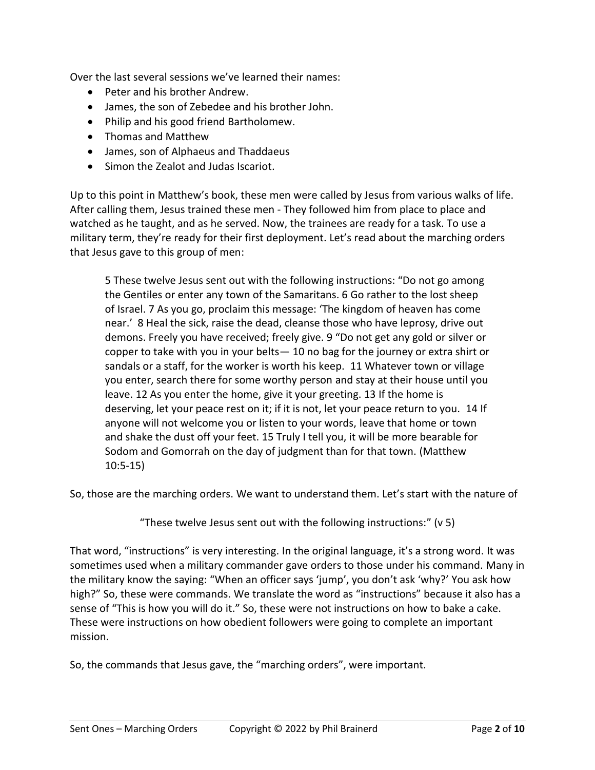Over the last several sessions we've learned their names:

- Peter and his brother Andrew.
- James, the son of Zebedee and his brother John.
- Philip and his good friend Bartholomew.
- Thomas and Matthew
- James, son of Alphaeus and Thaddaeus
- Simon the Zealot and Judas Iscariot.

Up to this point in Matthew's book, these men were called by Jesus from various walks of life. After calling them, Jesus trained these men - They followed him from place to place and watched as he taught, and as he served. Now, the trainees are ready for a task. To use a military term, they're ready for their first deployment. Let's read about the marching orders that Jesus gave to this group of men:

> 5 These twelve Jesus sent out with the following instructions: "Do not go among the Gentiles or enter any town of the Samaritans. 6 Go rather to the lost sheep of Israel. 7 As you go, proclaim this message: 'The kingdom of heaven has come near.' 8 Heal the sick, raise the dead, cleanse those who have leprosy, drive out demons. Freely you have received; freely give. 9 "Do not get any gold or silver or copper to take with you in your belts— 10 no bag for the journey or extra shirt or sandals or a staff, for the worker is worth his keep. 11 Whatever town or village you enter, search there for some worthy person and stay at their house until you leave. 12 As you enter the home, give it your greeting. 13 If the home is deserving, let your peace rest on it; if it is not, let your peace return to you. 14 If anyone will not welcome you or listen to your words, leave that home or town and shake the dust off your feet. 15 Truly I tell you, it will be more bearable for Sodom and Gomorrah on the day of judgment than for that town. (Matthew 10:5-15)

So, those are the marching orders. We want to understand them. Let's start with the nature of

"These twelve Jesus sent out with the following instructions:" (v 5)

That word, "instructions" is very interesting. In the original language, it's a strong word. It was sometimes used when a military commander gave orders to those under his command. Many in the military know the saying: "When an officer says 'jump', you don't ask 'why?' You ask how high?" So, these were commands. We translate the word as "instructions" because it also has a sense of "This is how you will do it." So, these were not instructions on how to bake a cake. These were instructions on how obedient followers were going to complete an important mission.

So, the commands that Jesus gave, the "marching orders", were important.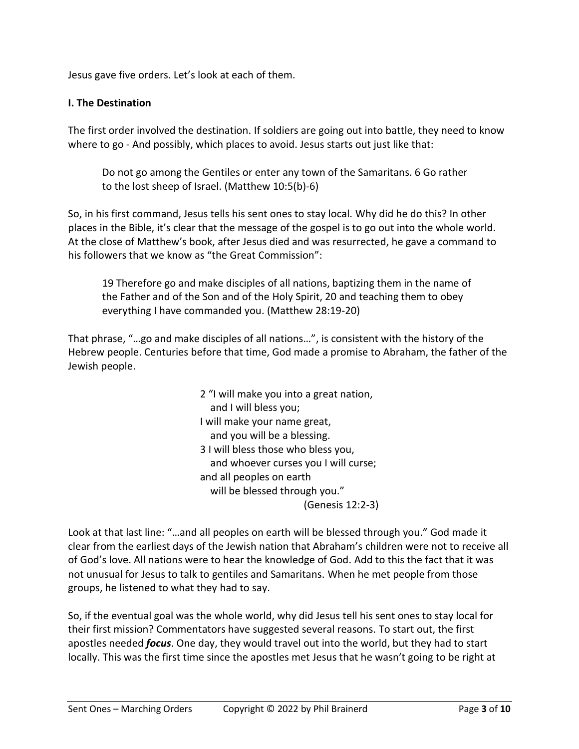Jesus gave five orders. Let's look at each of them.

**I. The Destination**

The first order involved the destination. If soldiers are going out into battle, they need to know where to go - And possibly, which places to avoid. Jesus starts out just like that:

> Do not go among the Gentiles or enter any town of the Samaritans. 6 Go rather to the lost sheep of Israel. (Matthew 10:5(b)-6)

So, in his first command, Jesus tells his sent ones to stay local. Why did he do this? In other places in the Bible, it's clear that the message of the gospel is to go out into the whole world. At the close of Matthew's book, after Jesus died and was resurrected, he gave a command to his followers that we know as "the Great Commission":

> 19 Therefore go and make disciples of all nations, baptizing them in the name of the Father and of the Son and of the Holy Spirit, 20 and teaching them to obey everything I have commanded you. (Matthew 28:19-20)

That phrase, "…go and make disciples of all nations…", is consistent with the history of the Hebrew people. Centuries before that time, God made a promise to Abraham, the father of the Jewish people.

> 2 "I will make you into a great nation,
>   and I will bless you;
> I will make your name great,
>   and you will be a blessing.
> 3 I will bless those who bless you,
>   and whoever curses you I will curse;
> and all peoples on earth
>   will be blessed through you."
> (Genesis 12:2-3)

Look at that last line: "…and all peoples on earth will be blessed through you." God made it clear from the earliest days of the Jewish nation that Abraham's children were not to receive all of God's love. All nations were to hear the knowledge of God. Add to this the fact that it was not unusual for Jesus to talk to gentiles and Samaritans. When he met people from those groups, he listened to what they had to say.

So, if the eventual goal was the whole world, why did Jesus tell his sent ones to stay local for their first mission? Commentators have suggested several reasons. To start out, the first apostles needed ***focus***. One day, they would travel out into the world, but they had to start locally. This was the first time since the apostles met Jesus that he wasn't going to be right at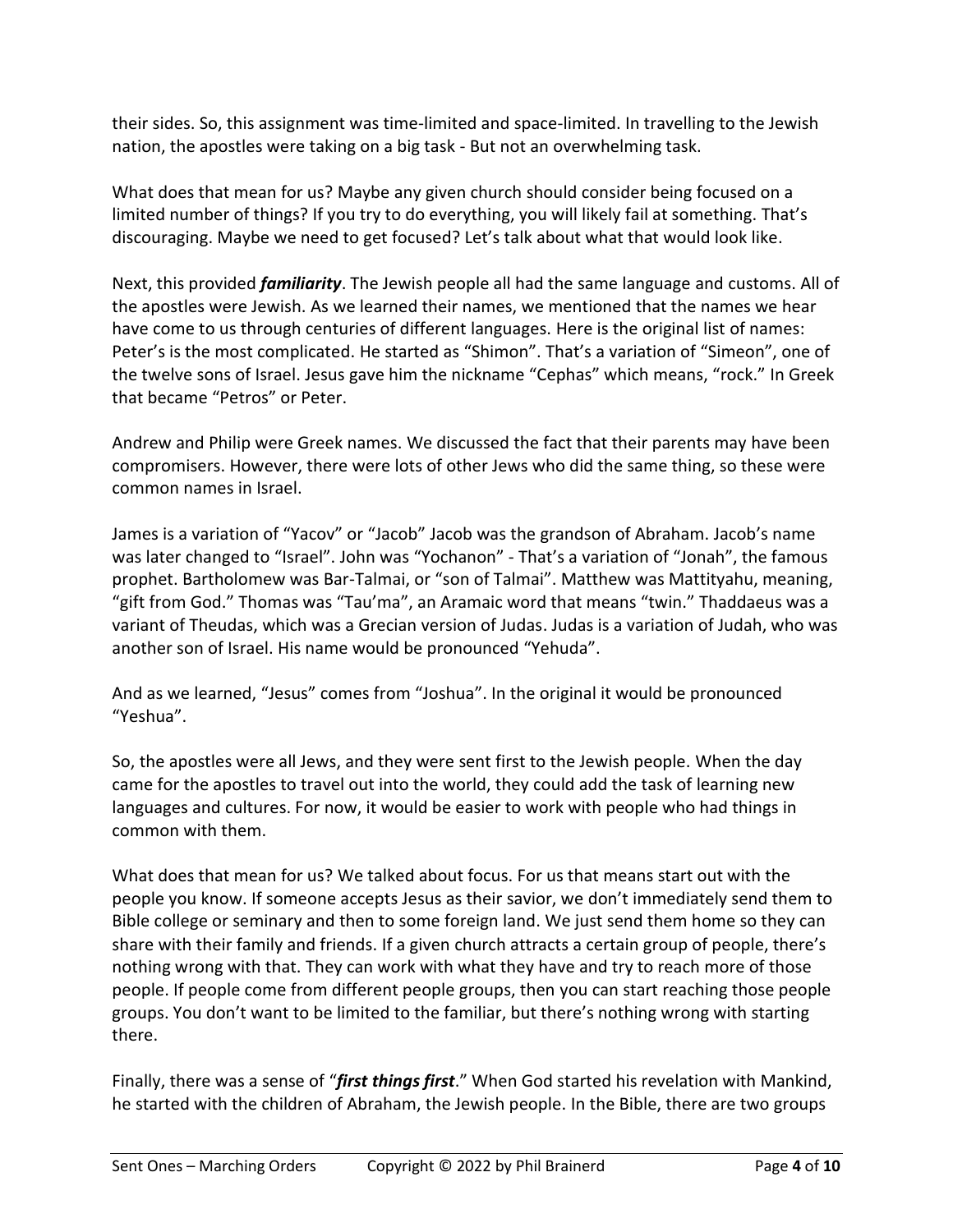their sides. So, this assignment was time-limited and space-limited. In travelling to the Jewish nation, the apostles were taking on a big task - But not an overwhelming task.

What does that mean for us? Maybe any given church should consider being focused on a limited number of things? If you try to do everything, you will likely fail at something. That's discouraging. Maybe we need to get focused? Let's talk about what that would look like.

Next, this provided ***familiarity***. The Jewish people all had the same language and customs. All of the apostles were Jewish. As we learned their names, we mentioned that the names we hear have come to us through centuries of different languages. Here is the original list of names: Peter's is the most complicated. He started as "Shimon". That's a variation of "Simeon", one of the twelve sons of Israel. Jesus gave him the nickname "Cephas" which means, "rock." In Greek that became "Petros" or Peter.

Andrew and Philip were Greek names. We discussed the fact that their parents may have been compromisers. However, there were lots of other Jews who did the same thing, so these were common names in Israel.

James is a variation of "Yacov" or "Jacob" Jacob was the grandson of Abraham. Jacob's name was later changed to "Israel". John was "Yochanon" - That's a variation of "Jonah", the famous prophet. Bartholomew was Bar-Talmai, or "son of Talmai". Matthew was Mattityahu, meaning, "gift from God." Thomas was "Tau'ma", an Aramaic word that means "twin." Thaddaeus was a variant of Theudas, which was a Grecian version of Judas. Judas is a variation of Judah, who was another son of Israel. His name would be pronounced "Yehuda".

And as we learned, "Jesus" comes from "Joshua". In the original it would be pronounced "Yeshua".

So, the apostles were all Jews, and they were sent first to the Jewish people. When the day came for the apostles to travel out into the world, they could add the task of learning new languages and cultures. For now, it would be easier to work with people who had things in common with them.

What does that mean for us? We talked about focus. For us that means start out with the people you know. If someone accepts Jesus as their savior, we don't immediately send them to Bible college or seminary and then to some foreign land. We just send them home so they can share with their family and friends. If a given church attracts a certain group of people, there's nothing wrong with that. They can work with what they have and try to reach more of those people. If people come from different people groups, then you can start reaching those people groups. You don't want to be limited to the familiar, but there's nothing wrong with starting there.

Finally, there was a sense of "***first things first***." When God started his revelation with Mankind, he started with the children of Abraham, the Jewish people. In the Bible, there are two groups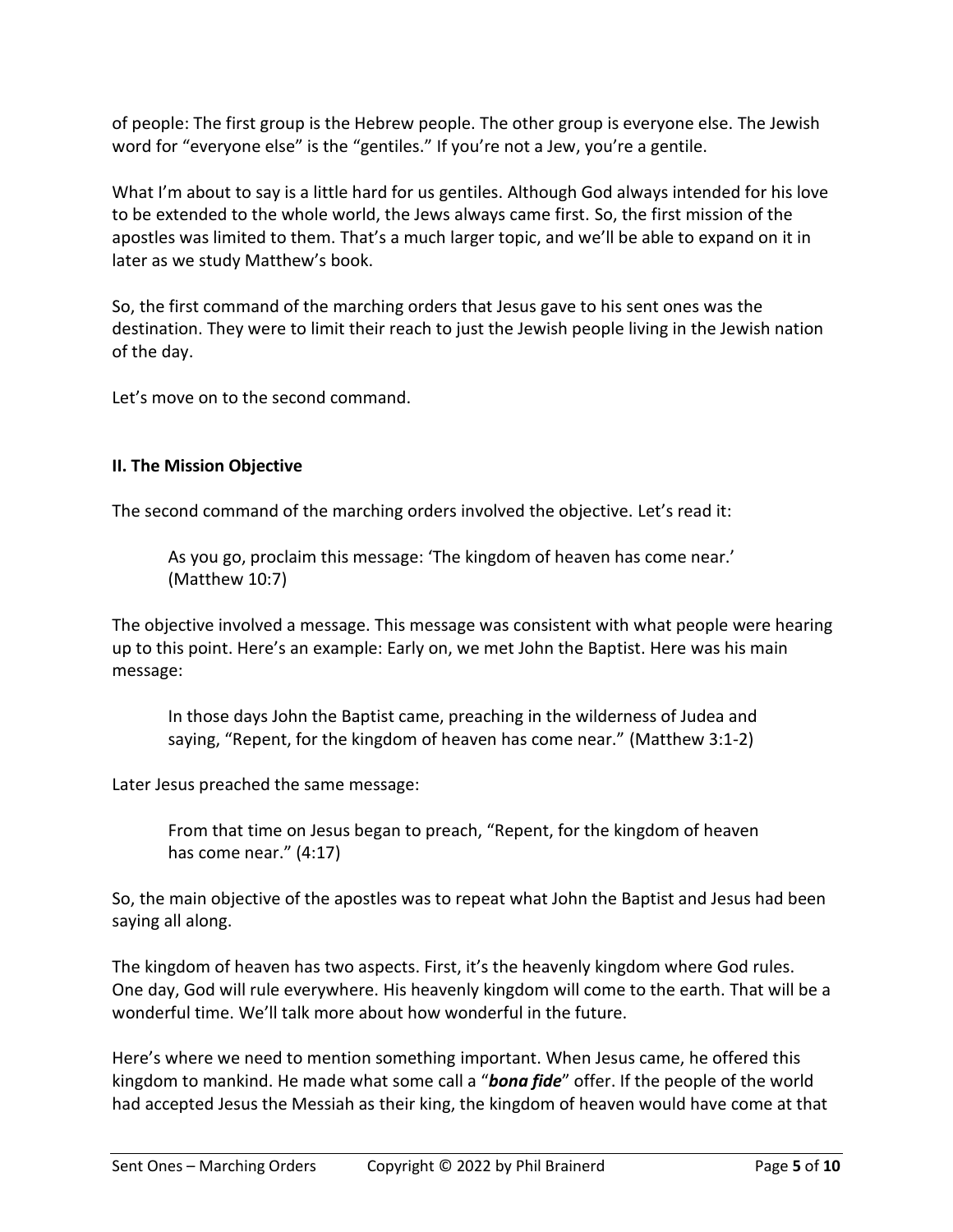of people: The first group is the Hebrew people. The other group is everyone else. The Jewish word for "everyone else" is the "gentiles." If you're not a Jew, you're a gentile.

What I'm about to say is a little hard for us gentiles. Although God always intended for his love to be extended to the whole world, the Jews always came first. So, the first mission of the apostles was limited to them. That's a much larger topic, and we'll be able to expand on it in later as we study Matthew's book.

So, the first command of the marching orders that Jesus gave to his sent ones was the destination. They were to limit their reach to just the Jewish people living in the Jewish nation of the day.

Let's move on to the second command.

**II. The Mission Objective**

The second command of the marching orders involved the objective. Let's read it:

> As you go, proclaim this message: 'The kingdom of heaven has come near.' (Matthew 10:7)

The objective involved a message. This message was consistent with what people were hearing up to this point. Here's an example: Early on, we met John the Baptist. Here was his main message:

> In those days John the Baptist came, preaching in the wilderness of Judea and saying, "Repent, for the kingdom of heaven has come near." (Matthew 3:1-2)

Later Jesus preached the same message:

> From that time on Jesus began to preach, "Repent, for the kingdom of heaven has come near." (4:17)

So, the main objective of the apostles was to repeat what John the Baptist and Jesus had been saying all along.

The kingdom of heaven has two aspects. First, it's the heavenly kingdom where God rules. One day, God will rule everywhere. His heavenly kingdom will come to the earth. That will be a wonderful time. We'll talk more about how wonderful in the future.

Here's where we need to mention something important. When Jesus came, he offered this kingdom to mankind. He made what some call a "***bona fide***" offer. If the people of the world had accepted Jesus the Messiah as their king, the kingdom of heaven would have come at that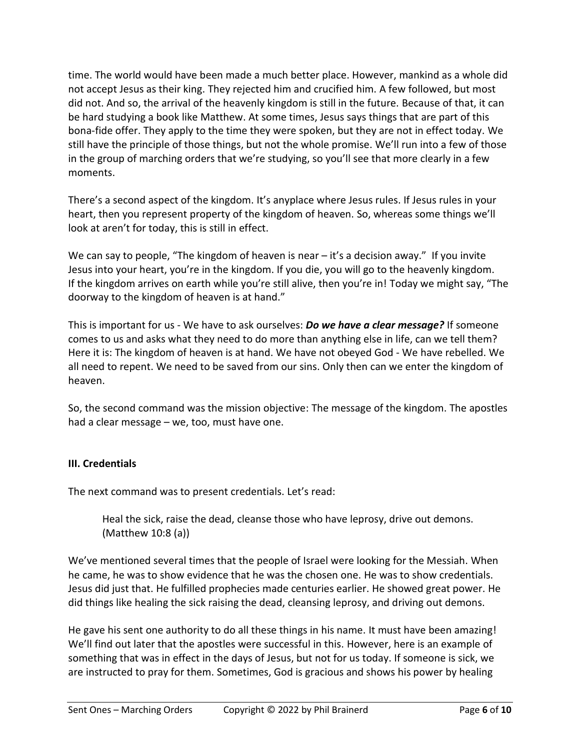time. The world would have been made a much better place. However, mankind as a whole did not accept Jesus as their king. They rejected him and crucified him. A few followed, but most did not. And so, the arrival of the heavenly kingdom is still in the future. Because of that, it can be hard studying a book like Matthew. At some times, Jesus says things that are part of this bona-fide offer. They apply to the time they were spoken, but they are not in effect today. We still have the principle of those things, but not the whole promise. We'll run into a few of those in the group of marching orders that we're studying, so you'll see that more clearly in a few moments.

There's a second aspect of the kingdom. It's anyplace where Jesus rules. If Jesus rules in your heart, then you represent property of the kingdom of heaven. So, whereas some things we'll look at aren't for today, this is still in effect.

We can say to people, "The kingdom of heaven is near – it's a decision away." If you invite Jesus into your heart, you're in the kingdom. If you die, you will go to the heavenly kingdom. If the kingdom arrives on earth while you're still alive, then you're in! Today we might say, "The doorway to the kingdom of heaven is at hand."

This is important for us - We have to ask ourselves: ***Do we have a clear message?*** If someone comes to us and asks what they need to do more than anything else in life, can we tell them? Here it is: The kingdom of heaven is at hand. We have not obeyed God - We have rebelled. We all need to repent. We need to be saved from our sins. Only then can we enter the kingdom of heaven.

So, the second command was the mission objective: The message of the kingdom. The apostles had a clear message – we, too, must have one.

### III. Credentials

The next command was to present credentials. Let's read:

> Heal the sick, raise the dead, cleanse those who have leprosy, drive out demons. (Matthew 10:8 (a))

We've mentioned several times that the people of Israel were looking for the Messiah. When he came, he was to show evidence that he was the chosen one. He was to show credentials. Jesus did just that. He fulfilled prophecies made centuries earlier. He showed great power. He did things like healing the sick raising the dead, cleansing leprosy, and driving out demons.

He gave his sent one authority to do all these things in his name. It must have been amazing! We'll find out later that the apostles were successful in this. However, here is an example of something that was in effect in the days of Jesus, but not for us today. If someone is sick, we are instructed to pray for them. Sometimes, God is gracious and shows his power by healing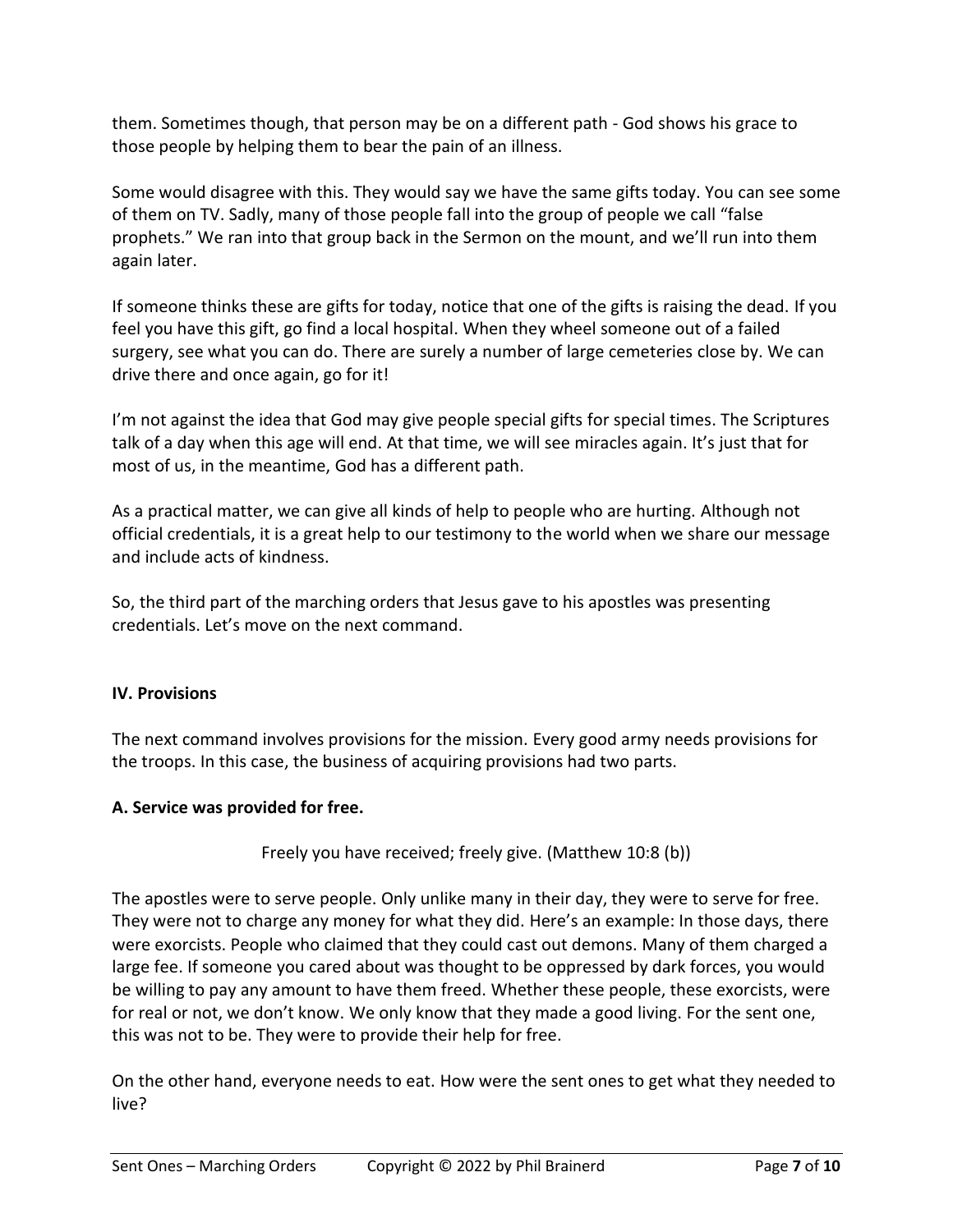them. Sometimes though, that person may be on a different path - God shows his grace to those people by helping them to bear the pain of an illness.

Some would disagree with this. They would say we have the same gifts today. You can see some of them on TV. Sadly, many of those people fall into the group of people we call "false prophets." We ran into that group back in the Sermon on the mount, and we'll run into them again later.

If someone thinks these are gifts for today, notice that one of the gifts is raising the dead. If you feel you have this gift, go find a local hospital. When they wheel someone out of a failed surgery, see what you can do. There are surely a number of large cemeteries close by. We can drive there and once again, go for it!

I'm not against the idea that God may give people special gifts for special times. The Scriptures talk of a day when this age will end. At that time, we will see miracles again. It's just that for most of us, in the meantime, God has a different path.

As a practical matter, we can give all kinds of help to people who are hurting. Although not official credentials, it is a great help to our testimony to the world when we share our message and include acts of kindness.

So, the third part of the marching orders that Jesus gave to his apostles was presenting credentials. Let's move on the next command.

## IV. Provisions

The next command involves provisions for the mission. Every good army needs provisions for the troops. In this case, the business of acquiring provisions had two parts.

### A. Service was provided for free.

Freely you have received; freely give. (Matthew 10:8 (b))

The apostles were to serve people. Only unlike many in their day, they were to serve for free. They were not to charge any money for what they did. Here's an example: In those days, there were exorcists. People who claimed that they could cast out demons. Many of them charged a large fee. If someone you cared about was thought to be oppressed by dark forces, you would be willing to pay any amount to have them freed. Whether these people, these exorcists, were for real or not, we don't know. We only know that they made a good living. For the sent one, this was not to be. They were to provide their help for free.

On the other hand, everyone needs to eat. How were the sent ones to get what they needed to live?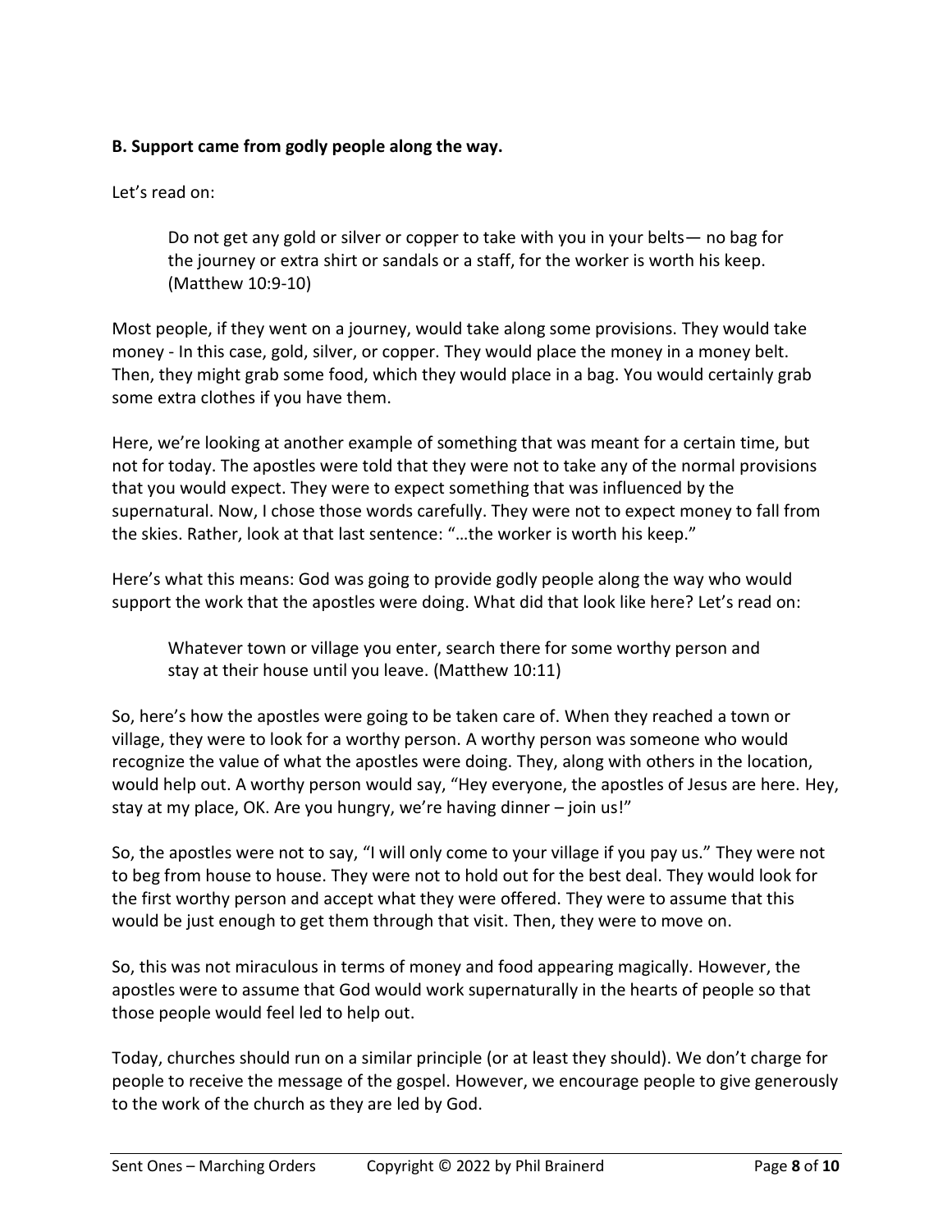**B. Support came from godly people along the way.**

Let's read on:

> Do not get any gold or silver or copper to take with you in your belts— no bag for the journey or extra shirt or sandals or a staff, for the worker is worth his keep. (Matthew 10:9-10)

Most people, if they went on a journey, would take along some provisions. They would take money - In this case, gold, silver, or copper. They would place the money in a money belt. Then, they might grab some food, which they would place in a bag. You would certainly grab some extra clothes if you have them.

Here, we're looking at another example of something that was meant for a certain time, but not for today. The apostles were told that they were not to take any of the normal provisions that you would expect. They were to expect something that was influenced by the supernatural. Now, I chose those words carefully. They were not to expect money to fall from the skies. Rather, look at that last sentence: "…the worker is worth his keep."

Here's what this means: God was going to provide godly people along the way who would support the work that the apostles were doing. What did that look like here? Let's read on:

> Whatever town or village you enter, search there for some worthy person and stay at their house until you leave. (Matthew 10:11)

So, here's how the apostles were going to be taken care of. When they reached a town or village, they were to look for a worthy person. A worthy person was someone who would recognize the value of what the apostles were doing. They, along with others in the location, would help out. A worthy person would say, "Hey everyone, the apostles of Jesus are here. Hey, stay at my place, OK. Are you hungry, we're having dinner – join us!"

So, the apostles were not to say, "I will only come to your village if you pay us." They were not to beg from house to house. They were not to hold out for the best deal. They would look for the first worthy person and accept what they were offered. They were to assume that this would be just enough to get them through that visit. Then, they were to move on.

So, this was not miraculous in terms of money and food appearing magically. However, the apostles were to assume that God would work supernaturally in the hearts of people so that those people would feel led to help out.

Today, churches should run on a similar principle (or at least they should). We don't charge for people to receive the message of the gospel. However, we encourage people to give generously to the work of the church as they are led by God.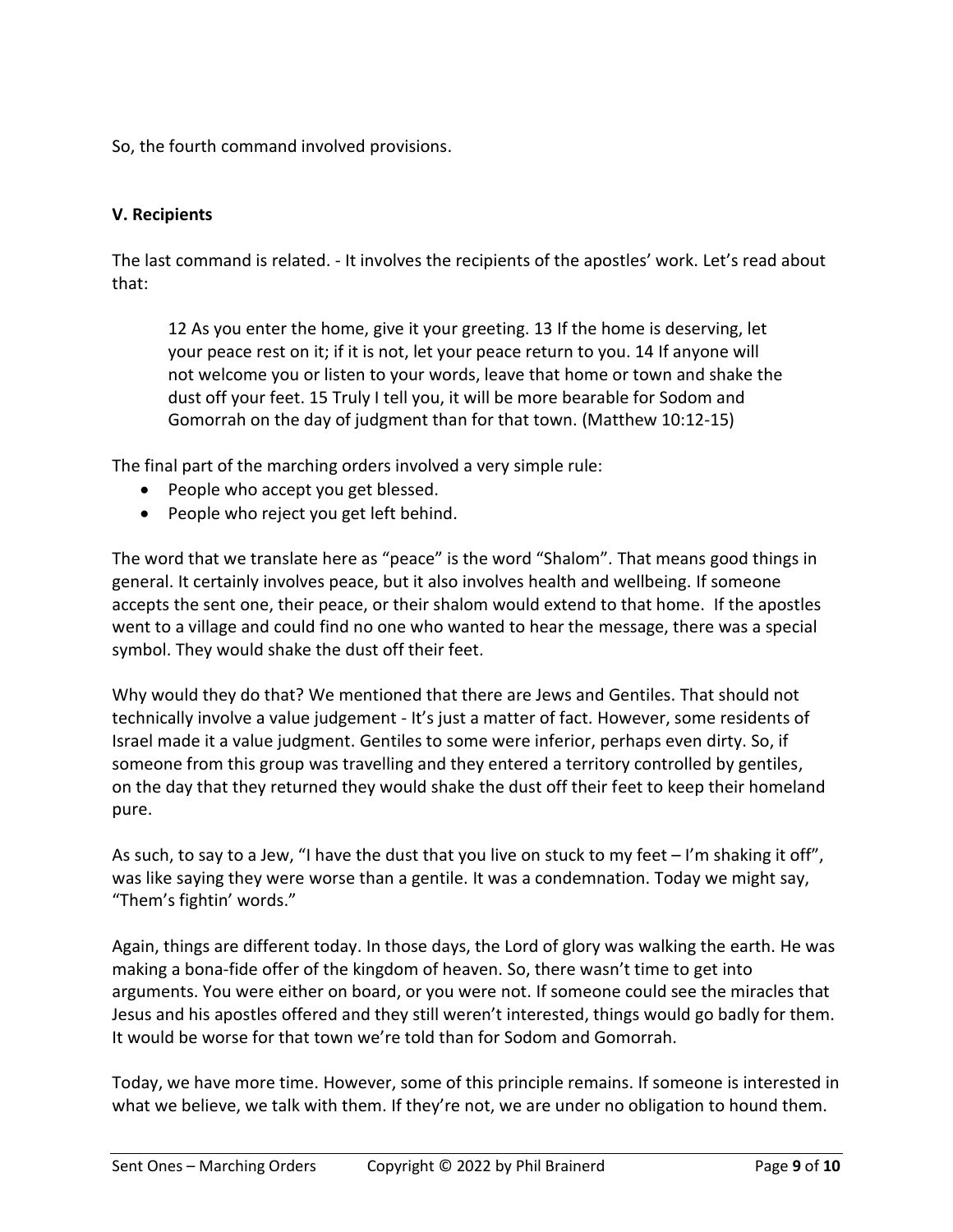So, the fourth command involved provisions.

### V. Recipients

The last command is related. - It involves the recipients of the apostles' work. Let's read about that:

> 12 As you enter the home, give it your greeting. 13 If the home is deserving, let your peace rest on it; if it is not, let your peace return to you. 14 If anyone will not welcome you or listen to your words, leave that home or town and shake the dust off your feet. 15 Truly I tell you, it will be more bearable for Sodom and Gomorrah on the day of judgment than for that town. (Matthew 10:12-15)

The final part of the marching orders involved a very simple rule:

- People who accept you get blessed.
- People who reject you get left behind.

The word that we translate here as "peace" is the word "Shalom". That means good things in general. It certainly involves peace, but it also involves health and wellbeing. If someone accepts the sent one, their peace, or their shalom would extend to that home. If the apostles went to a village and could find no one who wanted to hear the message, there was a special symbol. They would shake the dust off their feet.

Why would they do that? We mentioned that there are Jews and Gentiles. That should not technically involve a value judgement - It's just a matter of fact. However, some residents of Israel made it a value judgment. Gentiles to some were inferior, perhaps even dirty. So, if someone from this group was travelling and they entered a territory controlled by gentiles, on the day that they returned they would shake the dust off their feet to keep their homeland pure.

As such, to say to a Jew, "I have the dust that you live on stuck to my feet – I'm shaking it off", was like saying they were worse than a gentile. It was a condemnation. Today we might say, "Them's fightin' words."

Again, things are different today. In those days, the Lord of glory was walking the earth. He was making a bona-fide offer of the kingdom of heaven. So, there wasn't time to get into arguments. You were either on board, or you were not. If someone could see the miracles that Jesus and his apostles offered and they still weren't interested, things would go badly for them. It would be worse for that town we're told than for Sodom and Gomorrah.

Today, we have more time. However, some of this principle remains. If someone is interested in what we believe, we talk with them. If they're not, we are under no obligation to hound them.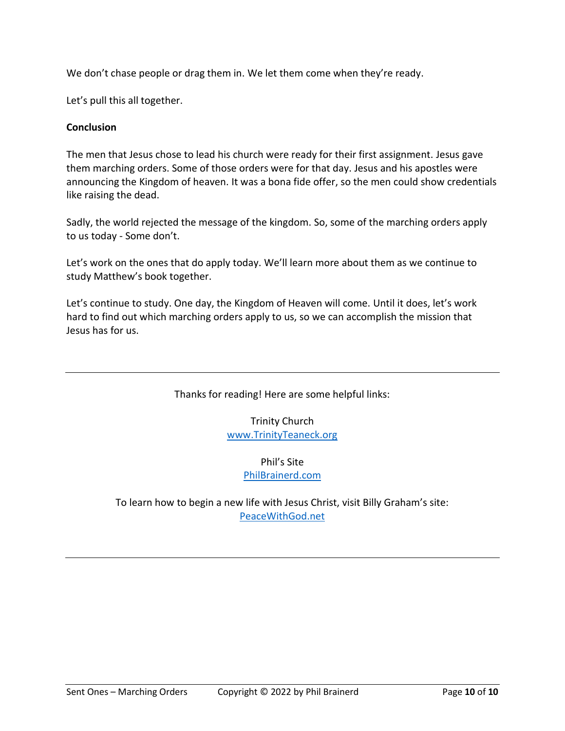We don't chase people or drag them in. We let them come when they're ready.

Let's pull this all together.

**Conclusion**

The men that Jesus chose to lead his church were ready for their first assignment. Jesus gave them marching orders. Some of those orders were for that day. Jesus and his apostles were announcing the Kingdom of heaven. It was a bona fide offer, so the men could show credentials like raising the dead.

Sadly, the world rejected the message of the kingdom. So, some of the marching orders apply to us today - Some don't.

Let's work on the ones that do apply today. We'll learn more about them as we continue to study Matthew's book together.

Let's continue to study. One day, the Kingdom of Heaven will come. Until it does, let's work hard to find out which marching orders apply to us, so we can accomplish the mission that Jesus has for us.

---

Thanks for reading! Here are some helpful links:

Trinity Church
[www.TrinityTeaneck.org](http://www.TrinityTeaneck.org)

Phil's Site
[PhilBrainerd.com](http://PhilBrainerd.com)

To learn how to begin a new life with Jesus Christ, visit Billy Graham's site:
[PeaceWithGod.net](http://PeaceWithGod.net)

---